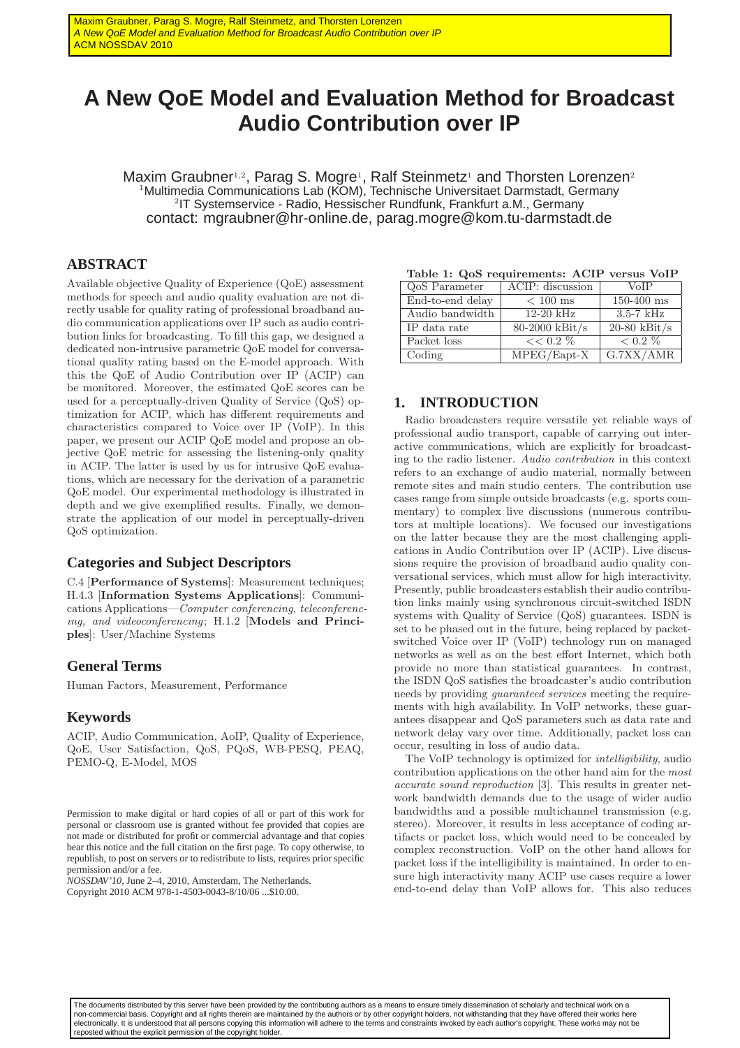# A New QoE Model and Evaluation Method for Broadcast Audio Contribution over IP

Maxim Graubner[1,2], Parag S. Mogre[1], Ralf Steinmetz[1] and Thorsten Lorenzen[2]
[1]Multimedia Communications Lab (KOM), Technische Universitaet Darmstadt, Germany
[2]IT Systemservice - Radio, Hessischer Rundfunk, Frankfurt a.M., Germany
contact: mgraubner@hr-online.de, parag.mogre@kom.tu-darmstadt.de

## ABSTRACT

Available objective Quality of Experience (QoE) assessment methods for speech and audio quality evaluation are not directly usable for quality rating of professional broadband audio communication applications over IP such as audio contribution links for broadcasting. To fill this gap, we designed a dedicated non-intrusive parametric QoE model for conversational quality rating based on the E-model approach. With this the QoE of Audio Contribution over IP (ACIP) can be monitored. Moreover, the estimated QoE scores can be used for a perceptually-driven Quality of Service (QoS) optimization for ACIP, which has different requirements and characteristics compared to Voice over IP (VoIP). In this paper, we present our ACIP QoE model and propose an objective QoE metric for assessing the listening-only quality in ACIP. The latter is used by us for intrusive QoE evaluations, which are necessary for the derivation of a parametric QoE model. Our experimental methodology is illustrated in depth and we give exemplified results. Finally, we demonstrate the application of our model in perceptually-driven QoS optimization.

## Categories and Subject Descriptors

C.4 [**Performance of Systems**]: Measurement techniques; H.4.3 [**Information Systems Applications**]: Communications Applications—*Computer conferencing, teleconferencing, and videoconferencing*; H.1.2 [**Models and Principles**]: User/Machine Systems

## General Terms

Human Factors, Measurement, Performance

## Keywords

ACIP, Audio Communication, AoIP, Quality of Experience, QoE, User Satisfaction, QoS, PQoS, WB-PESQ, PEAQ, PEMO-Q, E-Model, MOS

Permission to make digital or hard copies of all or part of this work for personal or classroom use is granted without fee provided that copies are not made or distributed for profit or commercial advantage and that copies bear this notice and the full citation on the first page. To copy otherwise, to republish, to post on servers or to redistribute to lists, requires prior specific permission and/or a fee.
*NOSSDAV'10,* June 2–4, 2010, Amsterdam, The Netherlands.
Copyright 2010 ACM 978-1-4503-0043-8/10/06 ...$10.00.

**Table 1: QoS requirements: ACIP versus VoIP**

| QoS Parameter | ACIP: discussion | VoIP |
|---|---|---|
| End-to-end delay | $< 100$ ms | 150-400 ms |
| Audio bandwidth | 12-20 kHz | 3.5-7 kHz |
| IP data rate | 80-2000 kBit/s | 20-80 kBit/s |
| Packet loss | $<< 0.2$ % | $< 0.2$ % |
| Coding | MPEG/Eapt-X | G.7XX/AMR |

## 1. INTRODUCTION

Radio broadcasters require versatile yet reliable ways of professional audio transport, capable of carrying out interactive communications, which are explicitly for broadcasting to the radio listener. *Audio contribution* in this context refers to an exchange of audio material, normally between remote sites and main studio centers. The contribution use cases range from simple outside broadcasts (e.g. sports commentary) to complex live discussions (numerous contributors at multiple locations). We focused our investigations on the latter because they are the most challenging applications in Audio Contribution over IP (ACIP). Live discussions require the provision of broadband audio quality conversational services, which must allow for high interactivity. Presently, public broadcasters establish their audio contribution links mainly using synchronous circuit-switched ISDN systems with Quality of Service (QoS) guarantees. ISDN is set to be phased out in the future, being replaced by packet-switched Voice over IP (VoIP) technology run on managed networks as well as on the best effort Internet, which both provide no more than statistical guarantees. In contrast, the ISDN QoS satisfies the broadcaster's audio contribution needs by providing *guaranteed services* meeting the requirements with high availability. In VoIP networks, these guarantees disappear and QoS parameters such as data rate and network delay vary over time. Additionally, packet loss can occur, resulting in loss of audio data.

The VoIP technology is optimized for *intelligibility*, audio contribution applications on the other hand aim for the *most accurate sound reproduction* [3]. This results in greater network bandwidth demands due to the usage of wider audio bandwidths and a possible multichannel transmission (e.g. stereo). Moreover, it results in less acceptance of coding artifacts or packet loss, which would need to be concealed by complex reconstruction. VoIP on the other hand allows for packet loss if the intelligibility is maintained. In order to ensure high interactivity many ACIP use cases require a lower end-to-end delay than VoIP allows for. This also reduces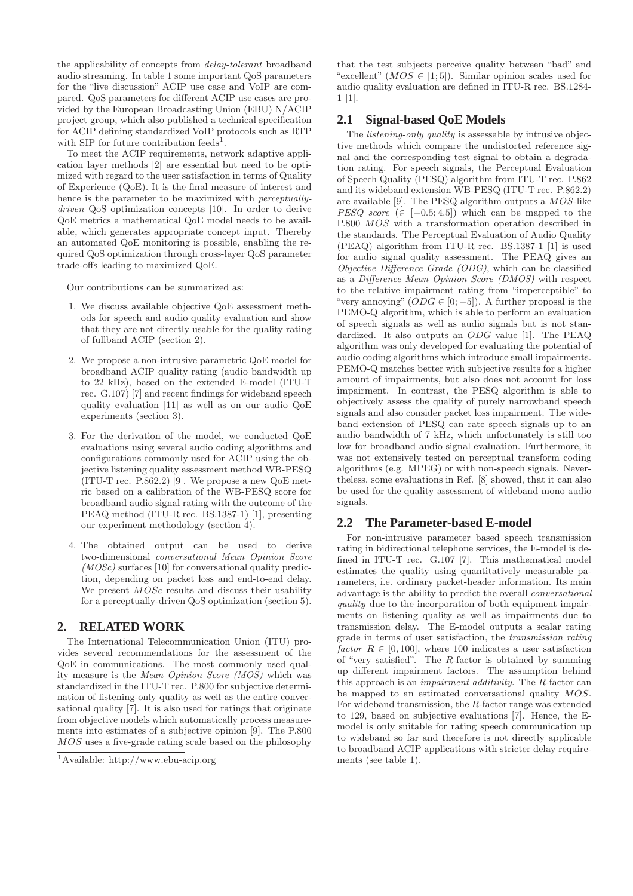the applicability of concepts from *delay-tolerant* broadband audio streaming. In table 1 some important QoS parameters for the "live discussion" ACIP use case and VoIP are compared. QoS parameters for different ACIP use cases are provided by the European Broadcasting Union (EBU) N/ACIP project group, which also published a technical specification for ACIP defining standardized VoIP protocols such as RTP with SIP for future contribution feeds[1].

To meet the ACIP requirements, network adaptive application layer methods [2] are essential but need to be optimized with regard to the user satisfaction in terms of Quality of Experience (QoE). It is the final measure of interest and hence is the parameter to be maximized with *perceptually-driven* QoS optimization concepts [10]. In order to derive QoE metrics a mathematical QoE model needs to be available, which generates appropriate concept input. Thereby an automated QoE monitoring is possible, enabling the required QoS optimization through cross-layer QoS parameter trade-offs leading to maximized QoE.

Our contributions can be summarized as:

1. We discuss available objective QoE assessment methods for speech and audio quality evaluation and show that they are not directly usable for the quality rating of fullband ACIP (section 2).

2. We propose a non-intrusive parametric QoE model for broadband ACIP quality rating (audio bandwidth up to 22 kHz), based on the extended E-model (ITU-T rec. G.107) [7] and recent findings for wideband speech quality evaluation [11] as well as on our audio QoE experiments (section 3).

3. For the derivation of the model, we conducted QoE evaluations using several audio coding algorithms and configurations commonly used for ACIP using the objective listening quality assessment method WB-PESQ (ITU-T rec. P.862.2) [9]. We propose a new QoE metric based on a calibration of the WB-PESQ score for broadband audio signal rating with the outcome of the PEAQ method (ITU-R rec. BS.1387-1) [1], presenting our experiment methodology (section 4).

4. The obtained output can be used to derive two-dimensional *conversational Mean Opinion Score (MOSc)* surfaces [10] for conversational quality prediction, depending on packet loss and end-to-end delay. We present $MOSc$ results and discuss their usability for a perceptually-driven QoS optimization (section 5).

## 2. RELATED WORK

The International Telecommunication Union (ITU) provides several recommendations for the assessment of the QoE in communications. The most commonly used quality measure is the *Mean Opinion Score (MOS)* which was standardized in the ITU-T rec. P.800 for subjective determination of listening-only quality as well as the entire conversational quality [7]. It is also used for ratings that originate from objective models which automatically process measurements into estimates of a subjective opinion [9]. The P.800 $MOS$ uses a five-grade rating scale based on the philosophy that the test subjects perceive quality between "bad" and "excellent" ($MOS \in [1;5]$). Similar opinion scales used for audio quality evaluation are defined in ITU-R rec. BS.1284-1 [1].

[1]Available: http://www.ebu-acip.org

### 2.1 Signal-based QoE Models

The *listening-only quality* is assessable by intrusive objective methods which compare the undistorted reference signal and the corresponding test signal to obtain a degradation rating. For speech signals, the Perceptual Evaluation of Speech Quality (PESQ) algorithm from ITU-T rec. P.862 and its wideband extension WB-PESQ (ITU-T rec. P.862.2) are available [9]. The PESQ algorithm outputs a $MOS$-like *PESQ score* ($\in [-0.5; 4.5]$) which can be mapped to the P.800 $MOS$ with a transformation operation described in the standards. The Perceptual Evaluation of Audio Quality (PEAQ) algorithm from ITU-R rec. BS.1387-1 [1] is used for audio signal quality assessment. The PEAQ gives an *Objective Difference Grade (ODG)*, which can be classified as a *Difference Mean Opinion Score (DMOS)* with respect to the relative impairment rating from "imperceptible" to "very annoying" ($ODG \in [0; -5]$). A further proposal is the PEMO-Q algorithm, which is able to perform an evaluation of speech signals as well as audio signals but is not standardized. It also outputs an $ODG$ value [1]. The PEAQ algorithm was only developed for evaluating the potential of audio coding algorithms which introduce small impairments. PEMO-Q matches better with subjective results for a higher amount of impairments, but also does not account for loss impairment. In contrast, the PESQ algorithm is able to objectively assess the quality of purely narrowband speech signals and also consider packet loss impairment. The wideband extension of PESQ can rate speech signals up to an audio bandwidth of 7 kHz, which unfortunately is still too low for broadband audio signal evaluation. Furthermore, it was not extensively tested on perceptual transform coding algorithms (e.g. MPEG) or with non-speech signals. Nevertheless, some evaluations in Ref. [8] showed, that it can also be used for the quality assessment of wideband mono audio signals.

### 2.2 The Parameter-based E-model

For non-intrusive parameter based speech transmission rating in bidirectional telephone services, the E-model is defined in ITU-T rec. G.107 [7]. This mathematical model estimates the quality using quantitatively measurable parameters, i.e. ordinary packet-header information. Its main advantage is the ability to predict the overall *conversational quality* due to the incorporation of both equipment impairments on listening quality as well as impairments due to transmission delay. The E-model outputs a scalar rating grade in terms of user satisfaction, the *transmission rating factor* $R \in [0, 100]$, where 100 indicates a user satisfaction of "very satisfied". The $R$-factor is obtained by summing up different impairment factors. The assumption behind this approach is an *impairment additivity*. The $R$-factor can be mapped to an estimated conversational quality $MOS$. For wideband transmission, the $R$-factor range was extended to 129, based on subjective evaluations [7]. Hence, the E-model is only suitable for rating speech communication up to wideband so far and therefore is not directly applicable to broadband ACIP applications with stricter delay requirements (see table 1).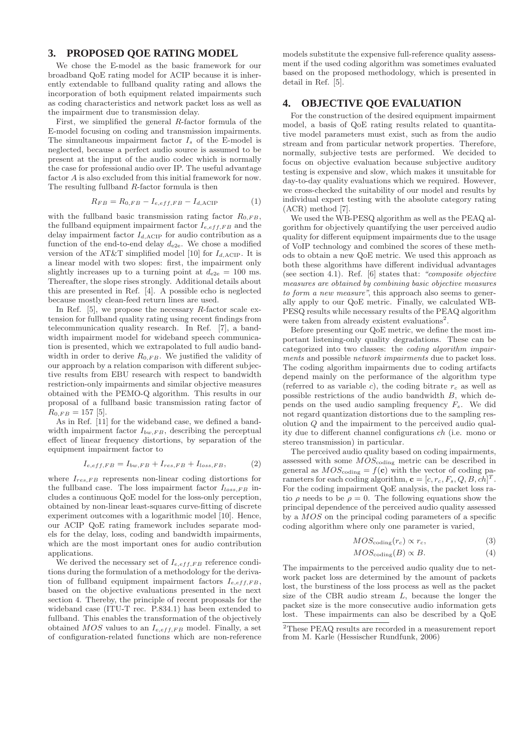## 3. PROPOSED QOE RATING MODEL

We chose the E-model as the basic framework for our broadband QoE rating model for ACIP because it is inherently extendable to fullband quality rating and allows the incorporation of both equipment related impairments such as coding characteristics and network packet loss as well as the impairment due to transmission delay.

First, we simplified the general $R$-factor formula of the E-model focusing on coding and transmission impairments. The simultaneous impairment factor $I_s$ of the E-model is neglected, because a perfect audio source is assumed to be present at the input of the audio codec which is normally the case for professional audio over IP. The useful advantage factor $A$ is also excluded from this initial framework for now. The resulting fullband $R$-factor formula is then

$$R_{FB} = R_{0,FB} - I_{e,eff,FB} - I_{d,\mathrm{ACIP}} \tag{1}$$

with the fullband basic transmission rating factor $R_{0,FB}$, the fullband equipment impairment factor $I_{e,eff,FB}$ and the delay impairment factor $I_{d,\mathrm{ACIP}}$ for audio contribution as a function of the end-to-end delay $d_{\mathrm{e2e}}$. We chose a modified version of the AT&T simplified model [10] for $I_{d,\mathrm{ACIP}}$. It is a linear model with two slopes: first, the impairment only slightly increases up to a turning point at $d_{\mathrm{e2e}} = 100$ ms. Thereafter, the slope rises strongly. Additional details about this are presented in Ref. [4]. A possible echo is neglected because mostly clean-feed return lines are used.

In Ref. [5], we propose the necessary $R$-factor scale extension for fullband quality rating using recent findings from telecommunication quality research. In Ref. [7], a bandwidth impairment model for wideband speech communication is presented, which we extrapolated to full audio bandwidth in order to derive $R_{0,FB}$. We justified the validity of our approach by a relation comparison with different subjective results from EBU research with respect to bandwidth restriction-only impairments and similar objective measures obtained with the PEMO-Q algorithm. This results in our proposal of a fullband basic transmission rating factor of $R_{0,FB} = 157$ [5].

As in Ref. [11] for the wideband case, we defined a bandwidth impairment factor $I_{bw,FB}$, describing the perceptual effect of linear frequency distortions, by separation of the equipment impairment factor to

$$I_{e,eff,FB} = I_{bw,FB} + I_{res,FB} + I_{loss,FB}, \tag{2}$$

where $I_{res,FB}$ represents non-linear coding distortions for the fullband case. The loss impairment factor $I_{loss,FB}$ includes a continuous QoE model for the loss-only perception, obtained by non-linear least-squares curve-fitting of discrete experiment outcomes with a logarithmic model [10]. Hence, our ACIP QoE rating framework includes separate models for the delay, loss, coding and bandwidth impairments, which are the most important ones for audio contribution applications.

We derived the necessary set of $I_{e,eff,FB}$ reference conditions during the formulation of a methodology for the derivation of fullband equipment impairment factors $I_{e,eff,FB}$, based on the objective evaluations presented in the next section 4. Thereby, the principle of recent proposals for the wideband case (ITU-T rec. P.834.1) has been extended to fullband. This enables the transformation of the objectively obtained $MOS$ values to an $I_{e,eff,FB}$ model. Finally, a set of configuration-related functions which are non-reference models substitute the expensive full-reference quality assessment if the used coding algorithm was sometimes evaluated based on the proposed methodology, which is presented in detail in Ref. [5].

## 4. OBJECTIVE QOE EVALUATION

For the construction of the desired equipment impairment model, a basis of QoE rating results related to quantitative model parameters must exist, such as from the audio stream and from particular network properties. Therefore, normally, subjective tests are performed. We decided to focus on objective evaluation because subjective auditory testing is expensive and slow, which makes it unsuitable for day-to-day quality evaluations which we required. However, we cross-checked the suitability of our model and results by individual expert testing with the absolute category rating (ACR) method [7].

We used the WB-PESQ algorithm as well as the PEAQ algorithm for objectively quantifying the user perceived audio quality for different equipment impairments due to the usage of VoIP technology and combined the scores of these methods to obtain a new QoE metric. We used this approach as both these algorithms have different individual advantages (see section 4.1). Ref. [6] states that: *"composite objective measures are obtained by combining basic objective measures to form a new measure"*, this approach also seems to generally apply to our QoE metric. Finally, we calculated WB-PESQ results while necessary results of the PEAQ algorithm were taken from already existent evaluations[2].

Before presenting our QoE metric, we define the most important listening-only quality degradations. These can be categorized into two classes: the *coding algorithm impairments* and possible *network impairments* due to packet loss. The coding algorithm impairments due to coding artifacts depend mainly on the performance of the algorithm type (referred to as variable $c$), the coding bitrate $r_c$ as well as possible restrictions of the audio bandwidth $B$, which depends on the used audio sampling frequency $F_s$. We did not regard quantization distortions due to the sampling resolution $Q$ and the impairment to the perceived audio quality due to different channel configurations $ch$ (i.e. mono or stereo transmission) in particular.

The perceived audio quality based on coding impairments, assessed with some $MOS_{\mathrm{coding}}$ metric can be described in general as $MOS_{\mathrm{coding}} = f(\mathbf{c})$ with the vector of coding parameters for each coding algorithm, $\mathbf{c} = [c, r_c, F_s, Q, B, ch]^T$. For the coding impairment QoE analysis, the packet loss ratio $\rho$ needs to be $\rho = 0$. The following equations show the principal dependence of the perceived audio quality assessed by a $MOS$ on the principal coding parameters of a specific coding algorithm where only one parameter is varied,

$$MOS_{\mathrm{coding}}(r_c) \propto r_c, \tag{3}$$

$$MOS_{\mathrm{coding}}(B) \propto B. \tag{4}$$

The impairments to the perceived audio quality due to network packet loss are determined by the amount of packets lost, the burstiness of the loss process as well as the packet size of the CBR audio stream $L$, because the longer the packet size is the more consecutive audio information gets lost. These impairments can also be described by a QoE

[2] These PEAQ results are recorded in a measurement report from M. Karle (Hessischer Rundfunk, 2006)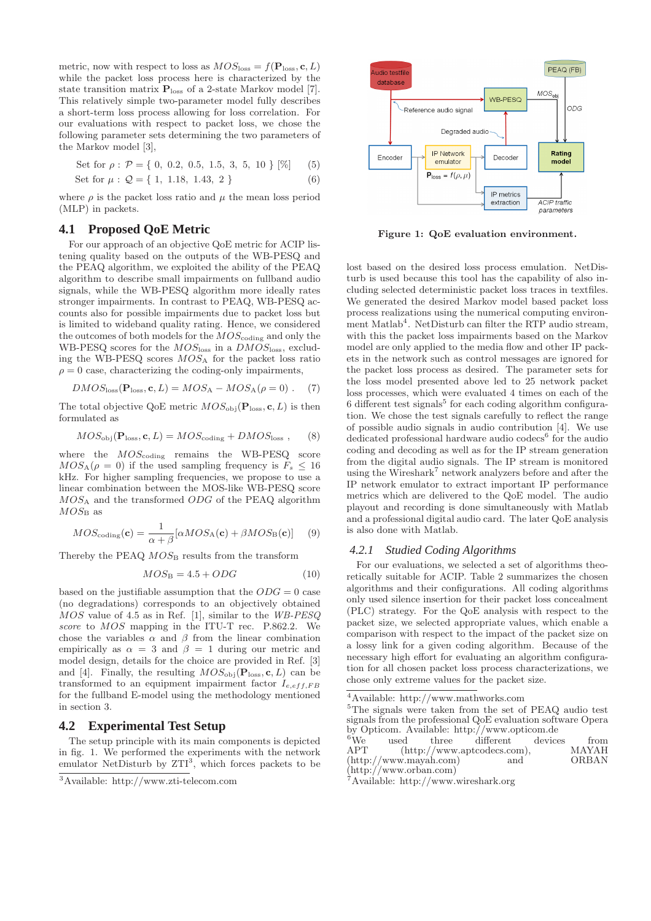metric, now with respect to loss as $MOS_{\text{loss}} = f(\mathbf{P}_{\text{loss}}, \mathbf{c}, L)$ while the packet loss process here is characterized by the state transition matrix $\mathbf{P}_{\text{loss}}$ of a 2-state Markov model [7]. This relatively simple two-parameter model fully describes a short-term loss process allowing for loss correlation. For our evaluations with respect to packet loss, we chose the following parameter sets determining the two parameters of the Markov model [3],

$$\text{Set for } \rho: \ \mathcal{P} = \{\ 0,\ 0.2,\ 0.5,\ 1.5,\ 3,\ 5,\ 10\ \}\ [\%] \quad (5)$$

$$\text{Set for } \mu: \ \mathcal{Q} = \{\ 1,\ 1.18,\ 1.43,\ 2\ \} \quad (6)$$

where $\rho$ is the packet loss ratio and $\mu$ the mean loss period (MLP) in packets.

## 4.1 Proposed QoE Metric

For our approach of an objective QoE metric for ACIP listening quality based on the outputs of the WB-PESQ and the PEAQ algorithm, we exploited the ability of the PEAQ algorithm to describe small impairments on fullband audio signals, while the WB-PESQ algorithm more ideally rates stronger impairments. In contrast to PEAQ, WB-PESQ accounts also for possible impairments due to packet loss but is limited to wideband quality rating. Hence, we considered the outcomes of both models for the $MOS_{\text{coding}}$ and only the WB-PESQ scores for the $MOS_{\text{loss}}$ in a $DMOS_{\text{loss}}$, excluding the WB-PESQ scores $MOS_{\text{A}}$ for the packet loss ratio $\rho = 0$ case, characterizing the coding-only impairments,

$$DMOS_{\text{loss}}(\mathbf{P}_{\text{loss}}, \mathbf{c}, L) = MOS_{\text{A}} - MOS_{\text{A}}(\rho = 0)\ . \quad (7)$$

The total objective QoE metric $MOS_{\text{obj}}(\mathbf{P}_{\text{loss}}, \mathbf{c}, L)$ is then formulated as

$$MOS_{\text{obj}}(\mathbf{P}_{\text{loss}}, \mathbf{c}, L) = MOS_{\text{coding}} + DMOS_{\text{loss}}\ , \quad (8)$$

where the $MOS_{\text{coding}}$ remains the WB-PESQ score $MOS_{\text{A}}(\rho = 0)$ if the used sampling frequency is $F_s \leq 16$ kHz. For higher sampling frequencies, we propose to use a linear combination between the MOS-like WB-PESQ score $MOS_{\text{A}}$ and the transformed $ODG$ of the PEAQ algorithm $MOS_{\text{B}}$ as

$$MOS_{\text{coding}}(\mathbf{c}) = \frac{1}{\alpha + \beta}[\alpha MOS_{\text{A}}(\mathbf{c}) + \beta MOS_{\text{B}}(\mathbf{c})] \quad (9)$$

Thereby the PEAQ $MOS_{\text{B}}$ results from the transform

$$MOS_{\text{B}} = 4.5 + ODG \quad (10)$$

based on the justifiable assumption that the $ODG = 0$ case (no degradations) corresponds to an objectively obtained *MOS* value of 4.5 as in Ref. [1], similar to the *WB-PESQ score* to *MOS* mapping in the ITU-T rec. P.862.2. We chose the variables $\alpha$ and $\beta$ from the linear combination empirically as $\alpha = 3$ and $\beta = 1$ during our metric and model design, details for the choice are provided in Ref. [3] and [4]. Finally, the resulting $MOS_{\text{obj}}(\mathbf{P}_{\text{loss}}, \mathbf{c}, L)$ can be transformed to an equipment impairment factor $I_{e,eff,FB}$ for the fullband E-model using the methodology mentioned in section 3.

## 4.2 Experimental Test Setup

The setup principle with its main components is depicted in fig. 1. We performed the experiments with the network emulator NetDisturb by ZTI[3], which forces packets to be lost based on the desired loss process emulation. NetDisturb is used because this tool has the capability of also including selected deterministic packet loss traces in textfiles. We generated the desired Markov model based packet loss process realizations using the numerical computing environment Matlab[4]. NetDisturb can filter the RTP audio stream, with this the packet loss impairments based on the Markov model are only applied to the media flow and other IP packets in the network such as control messages are ignored for the packet loss process as desired. The parameter sets for the loss model presented above led to 25 network packet loss processes, which were evaluated 4 times on each of the 6 different test signals[5] for each coding algorithm configuration. We chose the test signals carefully to reflect the range of possible audio signals in audio contribution [4]. We use dedicated professional hardware audio codecs[6] for the audio coding and decoding as well as for the IP stream generation from the digital audio signals. The IP stream is monitored using the Wireshark[7] network analyzers before and after the IP network emulator to extract important IP performance metrics which are delivered to the QoE model. The audio playout and recording is done simultaneously with Matlab and a professional digital audio card. The later QoE analysis is also done with Matlab.

Figure 1: QoE evaluation environment.

### 4.2.1 Studied Coding Algorithms

For our evaluations, we selected a set of algorithms theoretically suitable for ACIP. Table 2 summarizes the chosen algorithms and their configurations. All coding algorithms only used silence insertion for their packet loss concealment (PLC) strategy. For the QoE analysis with respect to the packet size, we selected appropriate values, which enable a comparison with respect to the impact of the packet size on a lossy link for a given coding algorithm. Because of the necessary high effort for evaluating an algorithm configuration for all chosen packet loss process characterizations, we chose only extreme values for the packet size.

---

[3] Available: http://www.zti-telecom.com

[4] Available: http://www.mathworks.com

[5] The signals were taken from the set of PEAQ audio test signals from the professional QoE evaluation software Opera by Opticom. Available: http://www.opticom.de

[6] We used three different devices from APT (http://www.aptcodecs.com), MAYAH (http://www.mayah.com) and ORBAN (http://www.orban.com)

[7] Available: http://www.wireshark.org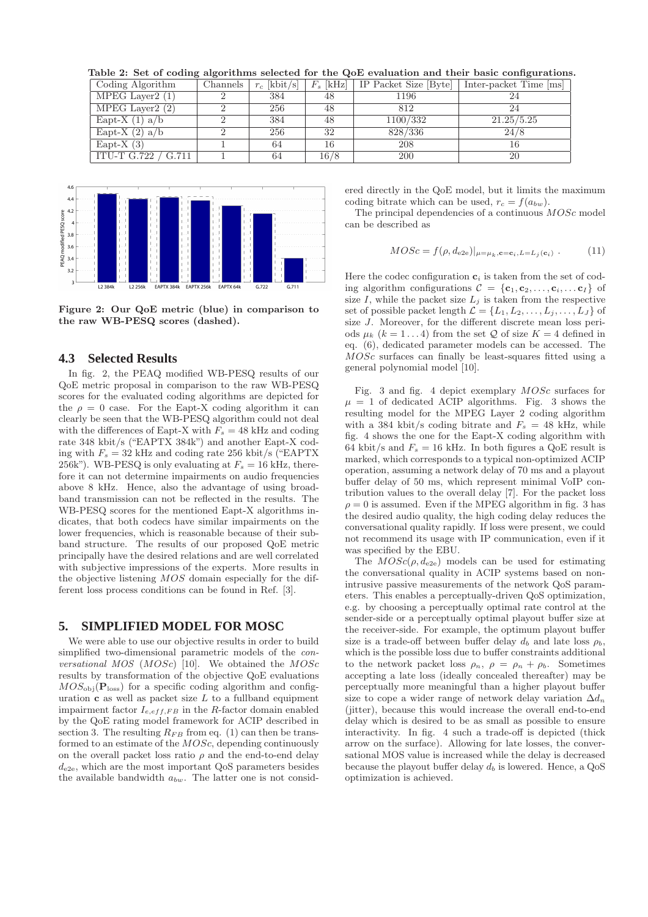**Table 2: Set of coding algorithms selected for the QoE evaluation and their basic configurations.**

| Coding Algorithm | Channels | $r_c$ [kbit/s] | $F_s$ [kHz] | IP Packet Size [Byte] | Inter-packet Time [ms] |
|---|---|---|---|---|---|
| MPEG Layer2 (1) | 2 | 384 | 48 | 1196 | 24 |
| MPEG Layer2 (2) | 2 | 256 | 48 | 812 | 24 |
| Eapt-X (1) a/b | 2 | 384 | 48 | 1100/332 | 21.25/5.25 |
| Eapt-X (2) a/b | 2 | 256 | 32 | 828/336 | 24/8 |
| Eapt-X (3) | 1 | 64 | 16 | 208 | 16 |
| ITU-T G.722 / G.711 | 1 | 64 | 16/8 | 200 | 20 |

**Figure 2: Our QoE metric (blue) in comparison to the raw WB-PESQ scores (dashed).**

## 4.3 Selected Results

In fig. 2, the PEAQ modified WB-PESQ results of our QoE metric proposal in comparison to the raw WB-PESQ scores for the evaluated coding algorithms are depicted for the $\rho = 0$ case. For the Eapt-X coding algorithm it can clearly be seen that the WB-PESQ algorithm could not deal with the differences of Eapt-X with $F_s = 48$ kHz and coding rate 348 kbit/s ("EAPTX 384k") and another Eapt-X coding with $F_s = 32$ kHz and coding rate 256 kbit/s ("EAPTX 256k"). WB-PESQ is only evaluating at $F_s = 16$ kHz, therefore it can not determine impairments on audio frequencies above 8 kHz. Hence, also the advantage of using broadband transmission can not be reflected in the results. The WB-PESQ scores for the mentioned Eapt-X algorithms indicates, that both codecs have similar impairments on the lower frequencies, which is reasonable because of their subband structure. The results of our proposed QoE metric principally have the desired relations and are well correlated with subjective impressions of the experts. More results in the objective listening *MOS* domain especially for the different loss process conditions can be found in Ref. [3].

# 5. SIMPLIFIED MODEL FOR MOSC

We were able to use our objective results in order to build simplified two-dimensional parametric models of the *conversational MOS* (*MOSc*) [10]. We obtained the *MOSc* results by transformation of the objective QoE evaluations $MOS_{\text{obj}}(\mathbf{P}_{\text{loss}})$ for a specific coding algorithm and configuration $\mathbf{c}$ as well as packet size $L$ to a fullband equipment impairment factor $I_{e,eff,FB}$ in the *R*-factor domain enabled by the QoE rating model framework for ACIP described in section 3. The resulting $R_{FB}$ from eq. (1) can then be transformed to an estimate of the *MOSc*, depending continuously on the overall packet loss ratio $\rho$ and the end-to-end delay $d_{\text{e2e}}$, which are the most important QoS parameters besides the available bandwidth $a_{bw}$. The latter one is not considered directly in the QoE model, but it limits the maximum coding bitrate which can be used, $r_c = f(a_{bw})$.

The principal dependencies of a continuous *MOSc* model can be described as

$$MOSc = f(\rho, d_{\text{e2e}})|_{\mu=\mu_k, \mathbf{c}=\mathbf{c}_i, L=L_j(\mathbf{c}_i)} \ . \tag{11}$$

Here the codec configuration $\mathbf{c}_i$ is taken from the set of coding algorithm configurations $\mathcal{C} = \{\mathbf{c}_1, \mathbf{c}_2, \ldots, \mathbf{c}_i, \ldots \mathbf{c}_I\}$ of size $I$, while the packet size $L_j$ is taken from the respective set of possible packet length $\mathcal{L} = \{L_1, L_2, \ldots, L_j, \ldots, L_J\}$ of size $J$. Moreover, for the different discrete mean loss periods $\mu_k$ ($k = 1 \ldots 4$) from the set $\mathcal{Q}$ of size $K = 4$ defined in eq. (6), dedicated parameter models can be accessed. The *MOSc* surfaces can finally be least-squares fitted using a general polynomial model [10].

Fig. 3 and fig. 4 depict exemplary *MOSc* surfaces for $\mu = 1$ of dedicated ACIP algorithms. Fig. 3 shows the resulting model for the MPEG Layer 2 coding algorithm with a 384 kbit/s coding bitrate and $F_s = 48$ kHz, while fig. 4 shows the one for the Eapt-X coding algorithm with 64 kbit/s and $F_s = 16$ kHz. In both figures a QoE result is marked, which corresponds to a typical non-optimized ACIP operation, assuming a network delay of 70 ms and a playout buffer delay of 50 ms, which represent minimal VoIP contribution values to the overall delay [7]. For the packet loss $\rho = 0$ is assumed. Even if the MPEG algorithm in fig. 3 has the desired audio quality, the high coding delay reduces the conversational quality rapidly. If loss were present, we could not recommend its usage with IP communication, even if it was specified by the EBU.

The $MOSc(\rho, d_{\text{e2e}})$ models can be used for estimating the conversational quality in ACIP systems based on non-intrusive passive measurements of the network QoS parameters. This enables a perceptually-driven QoS optimization, e.g. by choosing a perceptually optimal rate control at the sender-side or a perceptually optimal playout buffer size at the receiver-side. For example, the optimum playout buffer size is a trade-off between buffer delay $d_b$ and late loss $\rho_b$, which is the possible loss due to buffer constraints additional to the network packet loss $\rho_n$, $\rho = \rho_n + \rho_b$. Sometimes accepting a late loss (ideally concealed thereafter) may be perceptually more meaningful than a higher playout buffer size to cope a wider range of network delay variation $\Delta d_n$ (jitter), because this would increase the overall end-to-end delay which is desired to be as small as possible to ensure interactivity. In fig. 4 such a trade-off is depicted (thick arrow on the surface). Allowing for late losses, the conversational MOS value is increased while the delay is decreased because the playout buffer delay $d_b$ is lowered. Hence, a QoS optimization is achieved.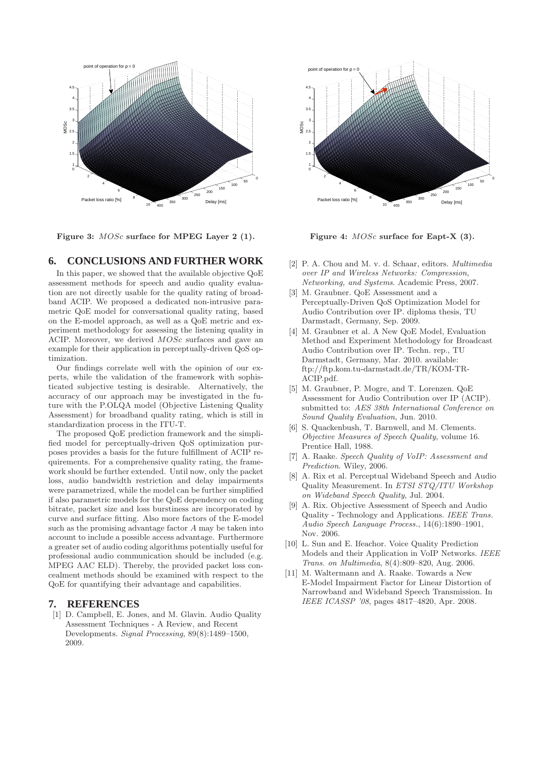point of operation for ρ = 0

MOSc

4.5
4
3.5
3
2.5
2
1.5
1
0

2
4
6
8
10

Packet loss ratio [%]

400
350
300
250
200
150
100
50
0

Delay [ms]

**Figure 3:** $MOSc$ **surface for MPEG Layer 2 (1).**

point of operation for ρ = 0

MOSc

4.5
4
3.5
3
2.5
2
1.5
1
0

2
4
6
8
10

Packet loss ratio [%]

400
350
300
250
200
150
100
50
0

Delay [ms]

**Figure 4:** $MOSc$ **surface for Eapt-X (3).**

## 6. CONCLUSIONS AND FURTHER WORK

In this paper, we showed that the available objective QoE assessment methods for speech and audio quality evaluation are not directly usable for the quality rating of broadband ACIP. We proposed a dedicated non-intrusive parametric QoE model for conversational quality rating, based on the E-model approach, as well as a QoE metric and experiment methodology for assessing the listening quality in ACIP. Moreover, we derived $MOSc$ surfaces and gave an example for their application in perceptually-driven QoS optimization.

Our findings correlate well with the opinion of our experts, while the validation of the framework with sophisticated subjective testing is desirable. Alternatively, the accuracy of our approach may be investigated in the future with the P.OLQA model (Objective Listening Quality Assessment) for broadband quality rating, which is still in standardization process in the ITU-T.

The proposed QoE prediction framework and the simplified model for perceptually-driven QoS optimization purposes provides a basis for the future fulfillment of ACIP requirements. For a comprehensive quality rating, the framework should be further extended. Until now, only the packet loss, audio bandwidth restriction and delay impairments were parametrized, while the model can be further simplified if also parametric models for the QoE dependency on coding bitrate, packet size and loss burstiness are incorporated by curve and surface fitting. Also more factors of the E-model such as the promising advantage factor $A$ may be taken into account to include a possible access advantage. Furthermore a greater set of audio coding algorithms potentially useful for professional audio communication should be included (e.g. MPEG AAC ELD). Thereby, the provided packet loss concealment methods should be examined with respect to the QoE for quantifying their advantage and capabilities.

## 7. REFERENCES

[1] D. Campbell, E. Jones, and M. Glavin. Audio Quality Assessment Techniques - A Review, and Recent Developments. *Signal Processing*, 89(8):1489–1500, 2009.

[2] P. A. Chou and M. v. d. Schaar, editors. *Multimedia over IP and Wireless Networks: Compression, Networking, and Systems*. Academic Press, 2007.

[3] M. Graubner. QoE Assessment and a Perceptually-Driven QoS Optimization Model for Audio Contribution over IP. diploma thesis, TU Darmstadt, Germany, Sep. 2009.

[4] M. Graubner et al. A New QoE Model, Evaluation Method and Experiment Methodology for Broadcast Audio Contribution over IP. Techn. rep., TU Darmstadt, Germany, Mar. 2010. available: ftp://ftp.kom.tu-darmstadt.de/TR/KOM-TR-ACIP.pdf.

[5] M. Graubner, P. Mogre, and T. Lorenzen. QoE Assessment for Audio Contribution over IP (ACIP). submitted to: *AES 38th International Conference on Sound Quality Evaluation*, Jun. 2010.

[6] S. Quackenbush, T. Barnwell, and M. Clements. *Objective Measures of Speech Quality*, volume 16. Prentice Hall, 1988.

[7] A. Raake. *Speech Quality of VoIP: Assessment and Prediction*. Wiley, 2006.

[8] A. Rix et al. Perceptual Wideband Speech and Audio Quality Measurement. In *ETSI STQ/ITU Workshop on Wideband Speech Quality*, Jul. 2004.

[9] A. Rix. Objective Assessment of Speech and Audio Quality - Technology and Applications. *IEEE Trans. Audio Speech Language Process.*, 14(6):1890–1901, Nov. 2006.

[10] L. Sun and E. Ifeachor. Voice Quality Prediction Models and their Application in VoIP Networks. *IEEE Trans. on Multimedia*, 8(4):809–820, Aug. 2006.

[11] M. Waltermann and A. Raake. Towards a New E-Model Impairment Factor for Linear Distortion of Narrowband and Wideband Speech Transmission. In *IEEE ICASSP '08*, pages 4817–4820, Apr. 2008.